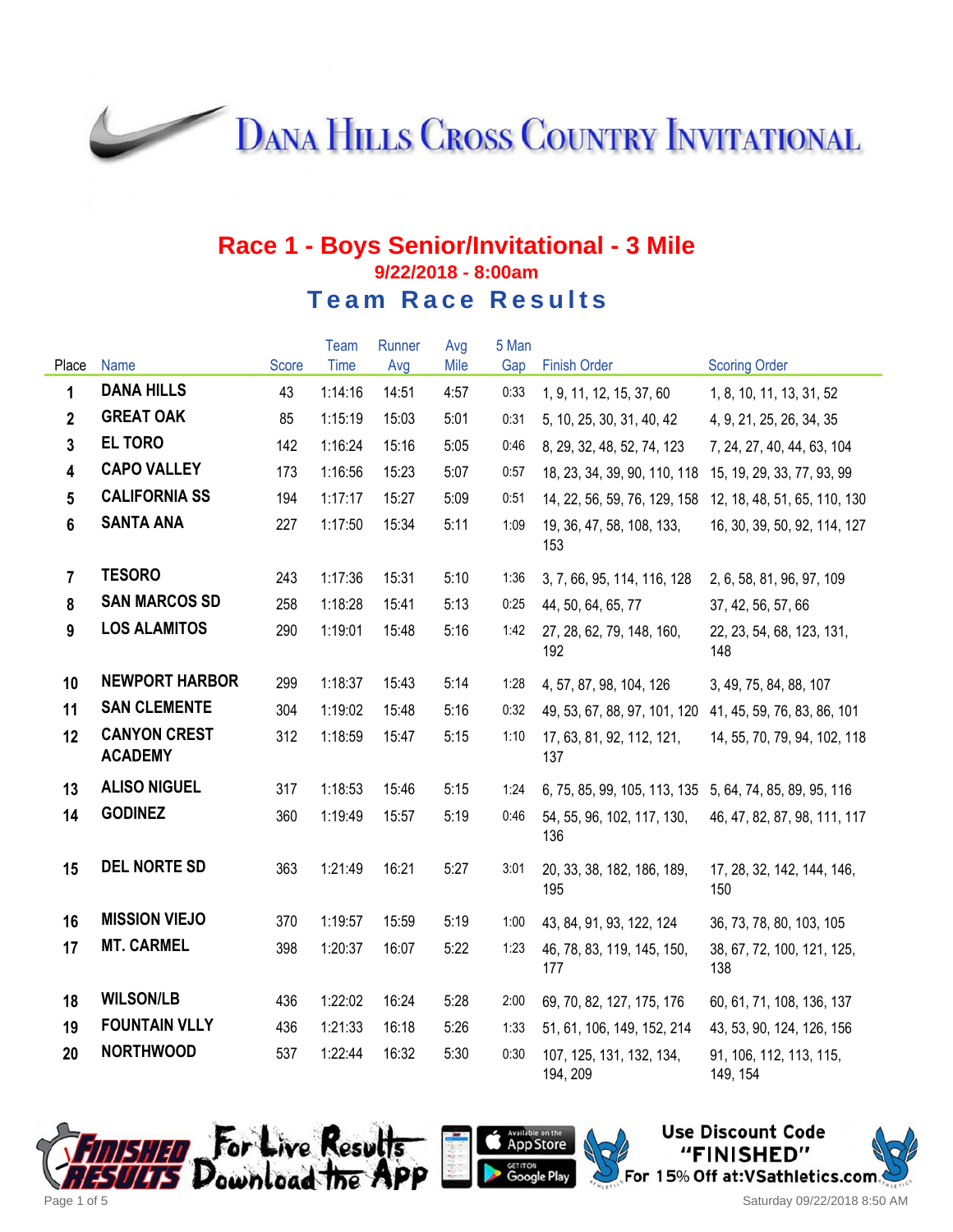# Dana Hills Cross Country Invitational

## Race 1 - Boys Senior/Invitational - 3 Mile

### 9/22/2018 - 8:00am

## Team Race Results

| Place | Name | Score | Team Time | Runner Avg | Avg Mile | 5 Man Gap | Finish Order | Scoring Order |
|---|---|---|---|---|---|---|---|---|
| 1 | DANA HILLS | 43 | 1:14:16 | 14:51 | 4:57 | 0:33 | 1, 9, 11, 12, 15, 37, 60 | 1, 8, 10, 11, 13, 31, 52 |
| 2 | GREAT OAK | 85 | 1:15:19 | 15:03 | 5:01 | 0:31 | 5, 10, 25, 30, 31, 40, 42 | 4, 9, 21, 25, 26, 34, 35 |
| 3 | EL TORO | 142 | 1:16:24 | 15:16 | 5:05 | 0:46 | 8, 29, 32, 48, 52, 74, 123 | 7, 24, 27, 40, 44, 63, 104 |
| 4 | CAPO VALLEY | 173 | 1:16:56 | 15:23 | 5:07 | 0:57 | 18, 23, 34, 39, 90, 110, 118 | 15, 19, 29, 33, 77, 93, 99 |
| 5 | CALIFORNIA SS | 194 | 1:17:17 | 15:27 | 5:09 | 0:51 | 14, 22, 56, 59, 76, 129, 158 | 12, 18, 48, 51, 65, 110, 130 |
| 6 | SANTA ANA | 227 | 1:17:50 | 15:34 | 5:11 | 1:09 | 19, 36, 47, 58, 108, 133, 153 | 16, 30, 39, 50, 92, 114, 127 |
| 7 | TESORO | 243 | 1:17:36 | 15:31 | 5:10 | 1:36 | 3, 7, 66, 95, 114, 116, 128 | 2, 6, 58, 81, 96, 97, 109 |
| 8 | SAN MARCOS SD | 258 | 1:18:28 | 15:41 | 5:13 | 0:25 | 44, 50, 64, 65, 77 | 37, 42, 56, 57, 66 |
| 9 | LOS ALAMITOS | 290 | 1:19:01 | 15:48 | 5:16 | 1:42 | 27, 28, 62, 79, 148, 160, 192 | 22, 23, 54, 68, 123, 131, 148 |
| 10 | NEWPORT HARBOR | 299 | 1:18:37 | 15:43 | 5:14 | 1:28 | 4, 57, 87, 98, 104, 126 | 3, 49, 75, 84, 88, 107 |
| 11 | SAN CLEMENTE | 304 | 1:19:02 | 15:48 | 5:16 | 0:32 | 49, 53, 67, 88, 97, 101, 120 | 41, 45, 59, 76, 83, 86, 101 |
| 12 | CANYON CREST ACADEMY | 312 | 1:18:59 | 15:47 | 5:15 | 1:10 | 17, 63, 81, 92, 112, 121, 137 | 14, 55, 70, 79, 94, 102, 118 |
| 13 | ALISO NIGUEL | 317 | 1:18:53 | 15:46 | 5:15 | 1:24 | 6, 75, 85, 99, 105, 113, 135 | 5, 64, 74, 85, 89, 95, 116 |
| 14 | GODINEZ | 360 | 1:19:49 | 15:57 | 5:19 | 0:46 | 54, 55, 96, 102, 117, 130, 136 | 46, 47, 82, 87, 98, 111, 117 |
| 15 | DEL NORTE SD | 363 | 1:21:49 | 16:21 | 5:27 | 3:01 | 20, 33, 38, 182, 186, 189, 195 | 17, 28, 32, 142, 144, 146, 150 |
| 16 | MISSION VIEJO | 370 | 1:19:57 | 15:59 | 5:19 | 1:00 | 43, 84, 91, 93, 122, 124 | 36, 73, 78, 80, 103, 105 |
| 17 | MT. CARMEL | 398 | 1:20:37 | 16:07 | 5:22 | 1:23 | 46, 78, 83, 119, 145, 150, 177 | 38, 67, 72, 100, 121, 125, 138 |
| 18 | WILSON/LB | 436 | 1:22:02 | 16:24 | 5:28 | 2:00 | 69, 70, 82, 127, 175, 176 | 60, 61, 71, 108, 136, 137 |
| 19 | FOUNTAIN VLLY | 436 | 1:21:33 | 16:18 | 5:26 | 1:33 | 51, 61, 106, 149, 152, 214 | 43, 53, 90, 124, 126, 156 |
| 20 | NORTHWOOD | 537 | 1:22:44 | 16:32 | 5:30 | 0:30 | 107, 125, 131, 132, 134, 194, 209 | 91, 106, 112, 113, 115, 149, 154 |

Finished Results — For Live Results Download the App

Available on the App Store / Get it on Google Play

Use Discount Code "FINISHED" For 15% Off at:VSathletics.com

Saturday 09/22/2018 8:50 AM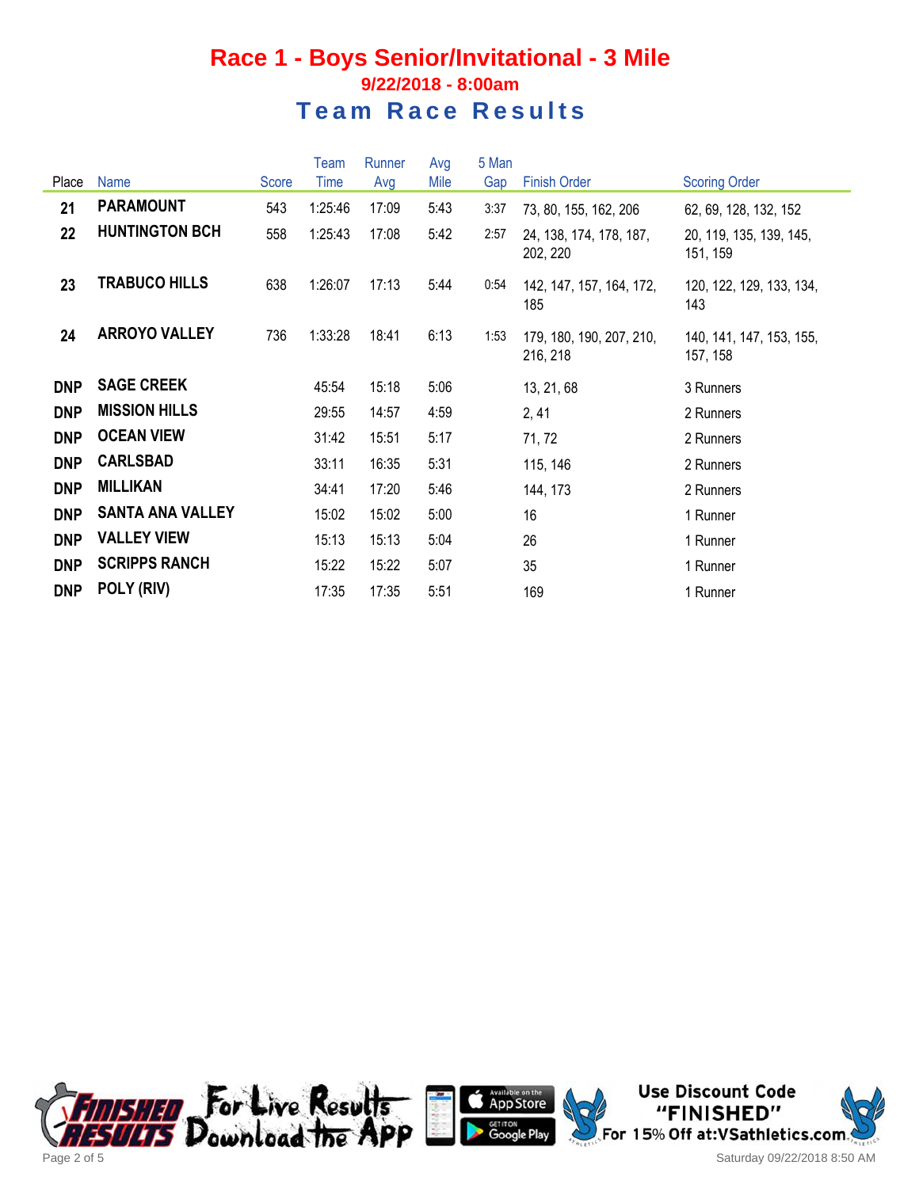# Race 1 - Boys Senior/Invitational - 3 Mile

**9/22/2018 - 8:00am**

## Team Race Results

| Place | Name | Score | Team Time | Runner Avg | Avg Mile | 5 Man Gap | Finish Order | Scoring Order |
|---|---|---|---|---|---|---|---|---|
| 21 | PARAMOUNT | 543 | 1:25:46 | 17:09 | 5:43 | 3:37 | 73, 80, 155, 162, 206 | 62, 69, 128, 132, 152 |
| 22 | HUNTINGTON BCH | 558 | 1:25:43 | 17:08 | 5:42 | 2:57 | 24, 138, 174, 178, 187, 202, 220 | 20, 119, 135, 139, 145, 151, 159 |
| 23 | TRABUCO HILLS | 638 | 1:26:07 | 17:13 | 5:44 | 0:54 | 142, 147, 157, 164, 172, 185 | 120, 122, 129, 133, 134, 143 |
| 24 | ARROYO VALLEY | 736 | 1:33:28 | 18:41 | 6:13 | 1:53 | 179, 180, 190, 207, 210, 216, 218 | 140, 141, 147, 153, 155, 157, 158 |
| DNP | SAGE CREEK | | 45:54 | 15:18 | 5:06 | | 13, 21, 68 | 3 Runners |
| DNP | MISSION HILLS | | 29:55 | 14:57 | 4:59 | | 2, 41 | 2 Runners |
| DNP | OCEAN VIEW | | 31:42 | 15:51 | 5:17 | | 71, 72 | 2 Runners |
| DNP | CARLSBAD | | 33:11 | 16:35 | 5:31 | | 115, 146 | 2 Runners |
| DNP | MILLIKAN | | 34:41 | 17:20 | 5:46 | | 144, 173 | 2 Runners |
| DNP | SANTA ANA VALLEY | | 15:02 | 15:02 | 5:00 | | 16 | 1 Runner |
| DNP | VALLEY VIEW | | 15:13 | 15:13 | 5:04 | | 26 | 1 Runner |
| DNP | SCRIPPS RANCH | | 15:22 | 15:22 | 5:07 | | 35 | 1 Runner |
| DNP | POLY (RIV) | | 17:35 | 17:35 | 5:51 | | 169 | 1 Runner |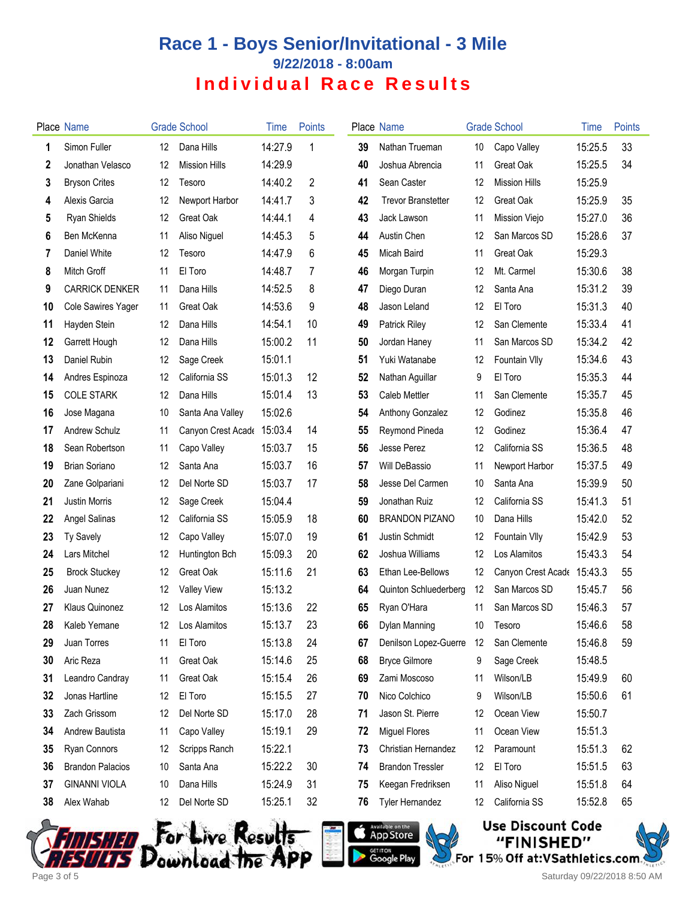# Race 1 - Boys Senior/Invitational - 3 Mile

### 9/22/2018 - 8:00am

## Individual Race Results

| Place | Name | Grade | School | Time | Points |
|---|---|---|---|---|---|
| 1 | Simon Fuller | 12 | Dana Hills | 14:27.9 | 1 |
| 2 | Jonathan Velasco | 12 | Mission Hills | 14:29.9 | |
| 3 | Bryson Crites | 12 | Tesoro | 14:40.2 | 2 |
| 4 | Alexis Garcia | 12 | Newport Harbor | 14:41.7 | 3 |
| 5 | Ryan Shields | 12 | Great Oak | 14:44.1 | 4 |
| 6 | Ben McKenna | 11 | Aliso Niguel | 14:45.3 | 5 |
| 7 | Daniel White | 12 | Tesoro | 14:47.9 | 6 |
| 8 | Mitch Groff | 11 | El Toro | 14:48.7 | 7 |
| 9 | CARRICK DENKER | 11 | Dana Hills | 14:52.5 | 8 |
| 10 | Cole Sawires Yager | 11 | Great Oak | 14:53.6 | 9 |
| 11 | Hayden Stein | 12 | Dana Hills | 14:54.1 | 10 |
| 12 | Garrett Hough | 12 | Dana Hills | 15:00.2 | 11 |
| 13 | Daniel Rubin | 12 | Sage Creek | 15:01.1 | |
| 14 | Andres Espinoza | 12 | California SS | 15:01.3 | 12 |
| 15 | COLE STARK | 12 | Dana Hills | 15:01.4 | 13 |
| 16 | Jose Magana | 10 | Santa Ana Valley | 15:02.6 | |
| 17 | Andrew Schulz | 11 | Canyon Crest Acade | 15:03.4 | 14 |
| 18 | Sean Robertson | 11 | Capo Valley | 15:03.7 | 15 |
| 19 | Brian Soriano | 12 | Santa Ana | 15:03.7 | 16 |
| 20 | Zane Golpariani | 12 | Del Norte SD | 15:03.7 | 17 |
| 21 | Justin Morris | 12 | Sage Creek | 15:04.4 | |
| 22 | Angel Salinas | 12 | California SS | 15:05.9 | 18 |
| 23 | Ty Savely | 12 | Capo Valley | 15:07.0 | 19 |
| 24 | Lars Mitchel | 12 | Huntington Bch | 15:09.3 | 20 |
| 25 | Brock Stuckey | 12 | Great Oak | 15:11.6 | 21 |
| 26 | Juan Nunez | 12 | Valley View | 15:13.2 | |
| 27 | Klaus Quinonez | 12 | Los Alamitos | 15:13.6 | 22 |
| 28 | Kaleb Yemane | 12 | Los Alamitos | 15:13.7 | 23 |
| 29 | Juan Torres | 11 | El Toro | 15:13.8 | 24 |
| 30 | Aric Reza | 11 | Great Oak | 15:14.6 | 25 |
| 31 | Leandro Candray | 11 | Great Oak | 15:15.4 | 26 |
| 32 | Jonas Hartline | 12 | El Toro | 15:15.5 | 27 |
| 33 | Zach Grissom | 12 | Del Norte SD | 15:17.0 | 28 |
| 34 | Andrew Bautista | 11 | Capo Valley | 15:19.1 | 29 |
| 35 | Ryan Connors | 12 | Scripps Ranch | 15:22.1 | |
| 36 | Brandon Palacios | 10 | Santa Ana | 15:22.2 | 30 |
| 37 | GINANNI VIOLA | 10 | Dana Hills | 15:24.9 | 31 |
| 38 | Alex Wahab | 12 | Del Norte SD | 15:25.1 | 32 |
| 39 | Nathan Trueman | 10 | Capo Valley | 15:25.5 | 33 |
| 40 | Joshua Abrencia | 11 | Great Oak | 15:25.5 | 34 |
| 41 | Sean Caster | 12 | Mission Hills | 15:25.9 | |
| 42 | Trevor Branstetter | 12 | Great Oak | 15:25.9 | 35 |
| 43 | Jack Lawson | 11 | Mission Viejo | 15:27.0 | 36 |
| 44 | Austin Chen | 12 | San Marcos SD | 15:28.6 | 37 |
| 45 | Micah Baird | 11 | Great Oak | 15:29.3 | |
| 46 | Morgan Turpin | 12 | Mt. Carmel | 15:30.6 | 38 |
| 47 | Diego Duran | 12 | Santa Ana | 15:31.2 | 39 |
| 48 | Jason Leland | 12 | El Toro | 15:31.3 | 40 |
| 49 | Patrick Riley | 12 | San Clemente | 15:33.4 | 41 |
| 50 | Jordan Haney | 11 | San Marcos SD | 15:34.2 | 42 |
| 51 | Yuki Watanabe | 12 | Fountain Vlly | 15:34.6 | 43 |
| 52 | Nathan Aguillar | 9 | El Toro | 15:35.3 | 44 |
| 53 | Caleb Mettler | 11 | San Clemente | 15:35.7 | 45 |
| 54 | Anthony Gonzalez | 12 | Godinez | 15:35.8 | 46 |
| 55 | Reymond Pineda | 12 | Godinez | 15:36.4 | 47 |
| 56 | Jesse Perez | 12 | California SS | 15:36.5 | 48 |
| 57 | Will DeBassio | 11 | Newport Harbor | 15:37.5 | 49 |
| 58 | Jesse Del Carmen | 10 | Santa Ana | 15:39.9 | 50 |
| 59 | Jonathan Ruiz | 12 | California SS | 15:41.3 | 51 |
| 60 | BRANDON PIZANO | 10 | Dana Hills | 15:42.0 | 52 |
| 61 | Justin Schmidt | 12 | Fountain Vlly | 15:42.9 | 53 |
| 62 | Joshua Williams | 12 | Los Alamitos | 15:43.3 | 54 |
| 63 | Ethan Lee-Bellows | 12 | Canyon Crest Acade | 15:43.3 | 55 |
| 64 | Quinton Schluederberg | 12 | San Marcos SD | 15:45.7 | 56 |
| 65 | Ryan O'Hara | 11 | San Marcos SD | 15:46.3 | 57 |
| 66 | Dylan Manning | 10 | Tesoro | 15:46.6 | 58 |
| 67 | Denilson Lopez-Guerre | 12 | San Clemente | 15:46.8 | 59 |
| 68 | Bryce Gilmore | 9 | Sage Creek | 15:48.5 | |
| 69 | Zami Moscoso | 11 | Wilson/LB | 15:49.9 | 60 |
| 70 | Nico Colchico | 9 | Wilson/LB | 15:50.6 | 61 |
| 71 | Jason St. Pierre | 12 | Ocean View | 15:50.7 | |
| 72 | Miguel Flores | 11 | Ocean View | 15:51.3 | |
| 73 | Christian Hernandez | 12 | Paramount | 15:51.3 | 62 |
| 74 | Brandon Tressler | 12 | El Toro | 15:51.5 | 63 |
| 75 | Keegan Fredriksen | 11 | Aliso Niguel | 15:51.8 | 64 |
| 76 | Tyler Hernandez | 12 | California SS | 15:52.8 | 65 |

Finished Results — For Live Results Download the App — Available on the App Store / Get it on Google Play

Use Discount Code "FINISHED" For 15% Off at:VSathletics.com

Saturday 09/22/2018 8:50 AM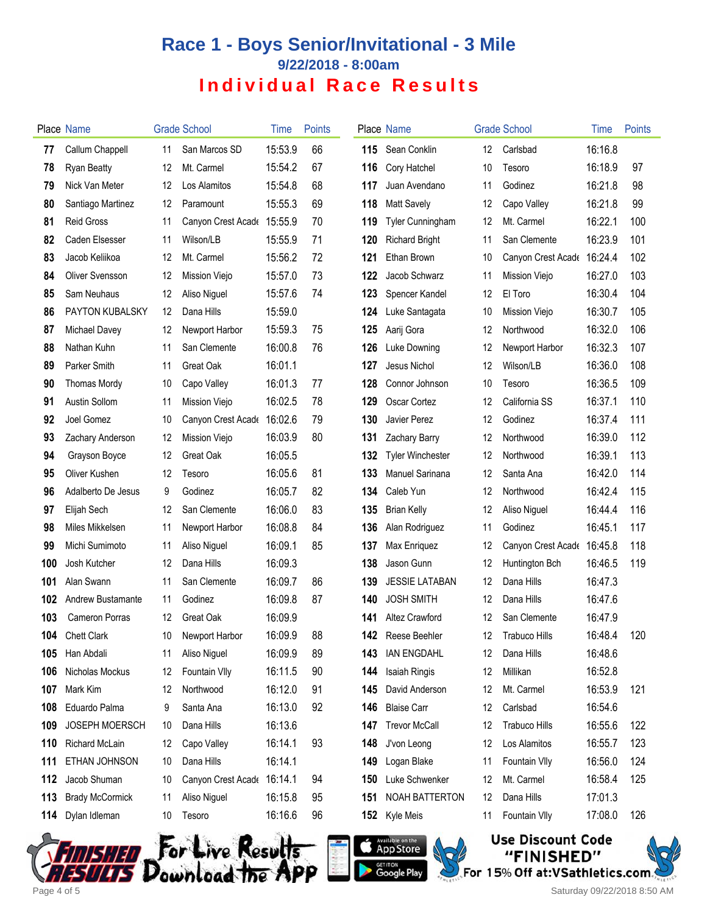# Race 1 - Boys Senior/Invitational - 3 Mile

## 9/22/2018 - 8:00am

## Individual Race Results

| Place | Name | Grade | School | Time | Points |
|---|---|---|---|---|---|
| 77 | Callum Chappell | 11 | San Marcos SD | 15:53.9 | 66 |
| 78 | Ryan Beatty | 12 | Mt. Carmel | 15:54.2 | 67 |
| 79 | Nick Van Meter | 12 | Los Alamitos | 15:54.8 | 68 |
| 80 | Santiago Martinez | 12 | Paramount | 15:55.3 | 69 |
| 81 | Reid Gross | 11 | Canyon Crest Acade | 15:55.9 | 70 |
| 82 | Caden Elsesser | 11 | Wilson/LB | 15:55.9 | 71 |
| 83 | Jacob Keliikoa | 12 | Mt. Carmel | 15:56.2 | 72 |
| 84 | Oliver Svensson | 12 | Mission Viejo | 15:57.0 | 73 |
| 85 | Sam Neuhaus | 12 | Aliso Niguel | 15:57.6 | 74 |
| 86 | PAYTON KUBALSKY | 12 | Dana Hills | 15:59.0 | |
| 87 | Michael Davey | 12 | Newport Harbor | 15:59.3 | 75 |
| 88 | Nathan Kuhn | 11 | San Clemente | 16:00.8 | 76 |
| 89 | Parker Smith | 11 | Great Oak | 16:01.1 | |
| 90 | Thomas Mordy | 10 | Capo Valley | 16:01.3 | 77 |
| 91 | Austin Sollom | 11 | Mission Viejo | 16:02.5 | 78 |
| 92 | Joel Gomez | 10 | Canyon Crest Acade | 16:02.6 | 79 |
| 93 | Zachary Anderson | 12 | Mission Viejo | 16:03.9 | 80 |
| 94 | Grayson Boyce | 12 | Great Oak | 16:05.5 | |
| 95 | Oliver Kushen | 12 | Tesoro | 16:05.6 | 81 |
| 96 | Adalberto De Jesus | 9 | Godinez | 16:05.7 | 82 |
| 97 | Elijah Sech | 12 | San Clemente | 16:06.0 | 83 |
| 98 | Miles Mikkelsen | 11 | Newport Harbor | 16:08.8 | 84 |
| 99 | Michi Sumimoto | 11 | Aliso Niguel | 16:09.1 | 85 |
| 100 | Josh Kutcher | 12 | Dana Hills | 16:09.3 | |
| 101 | Alan Swann | 11 | San Clemente | 16:09.7 | 86 |
| 102 | Andrew Bustamante | 11 | Godinez | 16:09.8 | 87 |
| 103 | Cameron Porras | 12 | Great Oak | 16:09.9 | |
| 104 | Chett Clark | 10 | Newport Harbor | 16:09.9 | 88 |
| 105 | Han Abdali | 11 | Aliso Niguel | 16:09.9 | 89 |
| 106 | Nicholas Mockus | 12 | Fountain Vlly | 16:11.5 | 90 |
| 107 | Mark Kim | 12 | Northwood | 16:12.0 | 91 |
| 108 | Eduardo Palma | 9 | Santa Ana | 16:13.0 | 92 |
| 109 | JOSEPH MOERSCH | 10 | Dana Hills | 16:13.6 | |
| 110 | Richard McLain | 12 | Capo Valley | 16:14.1 | 93 |
| 111 | ETHAN JOHNSON | 10 | Dana Hills | 16:14.1 | |
| 112 | Jacob Shuman | 10 | Canyon Crest Acade | 16:14.1 | 94 |
| 113 | Brady McCormick | 11 | Aliso Niguel | 16:15.8 | 95 |
| 114 | Dylan Idleman | 10 | Tesoro | 16:16.6 | 96 |
| 115 | Sean Conklin | 12 | Carlsbad | 16:16.8 | |
| 116 | Cory Hatchel | 10 | Tesoro | 16:18.9 | 97 |
| 117 | Juan Avendano | 11 | Godinez | 16:21.8 | 98 |
| 118 | Matt Savely | 12 | Capo Valley | 16:21.8 | 99 |
| 119 | Tyler Cunningham | 12 | Mt. Carmel | 16:22.1 | 100 |
| 120 | Richard Bright | 11 | San Clemente | 16:23.9 | 101 |
| 121 | Ethan Brown | 10 | Canyon Crest Acade | 16:24.4 | 102 |
| 122 | Jacob Schwarz | 11 | Mission Viejo | 16:27.0 | 103 |
| 123 | Spencer Kandel | 12 | El Toro | 16:30.4 | 104 |
| 124 | Luke Santagata | 10 | Mission Viejo | 16:30.7 | 105 |
| 125 | Aarij Gora | 12 | Northwood | 16:32.0 | 106 |
| 126 | Luke Downing | 12 | Newport Harbor | 16:32.3 | 107 |
| 127 | Jesus Nichol | 12 | Wilson/LB | 16:36.0 | 108 |
| 128 | Connor Johnson | 10 | Tesoro | 16:36.5 | 109 |
| 129 | Oscar Cortez | 12 | California SS | 16:37.1 | 110 |
| 130 | Javier Perez | 12 | Godinez | 16:37.4 | 111 |
| 131 | Zachary Barry | 12 | Northwood | 16:39.0 | 112 |
| 132 | Tyler Winchester | 12 | Northwood | 16:39.1 | 113 |
| 133 | Manuel Sarinana | 12 | Santa Ana | 16:42.0 | 114 |
| 134 | Caleb Yun | 12 | Northwood | 16:42.4 | 115 |
| 135 | Brian Kelly | 12 | Aliso Niguel | 16:44.4 | 116 |
| 136 | Alan Rodriguez | 11 | Godinez | 16:45.1 | 117 |
| 137 | Max Enriquez | 12 | Canyon Crest Acade | 16:45.8 | 118 |
| 138 | Jason Gunn | 12 | Huntington Bch | 16:46.5 | 119 |
| 139 | JESSIE LATABAN | 12 | Dana Hills | 16:47.3 | |
| 140 | JOSH SMITH | 12 | Dana Hills | 16:47.6 | |
| 141 | Altez Crawford | 12 | San Clemente | 16:47.9 | |
| 142 | Reese Beehler | 12 | Trabuco Hills | 16:48.4 | 120 |
| 143 | IAN ENGDAHL | 12 | Dana Hills | 16:48.6 | |
| 144 | Isaiah Ringis | 12 | Millikan | 16:52.8 | |
| 145 | David Anderson | 12 | Mt. Carmel | 16:53.9 | 121 |
| 146 | Blaise Carr | 12 | Carlsbad | 16:54.6 | |
| 147 | Trevor McCall | 12 | Trabuco Hills | 16:55.6 | 122 |
| 148 | J'von Leong | 12 | Los Alamitos | 16:55.7 | 123 |
| 149 | Logan Blake | 11 | Fountain Vlly | 16:56.0 | 124 |
| 150 | Luke Schwenker | 12 | Mt. Carmel | 16:58.4 | 125 |
| 151 | NOAH BATTERTON | 12 | Dana Hills | 17:01.3 | |
| 152 | Kyle Meis | 11 | Fountain Vlly | 17:08.0 | 126 |

Finished Results — For Live Results Download the App — Available on the App Store / Get it on Google Play

Use Discount Code "FINISHED" For 15% Off at:VSathletics.com

Saturday 09/22/2018 8:50 AM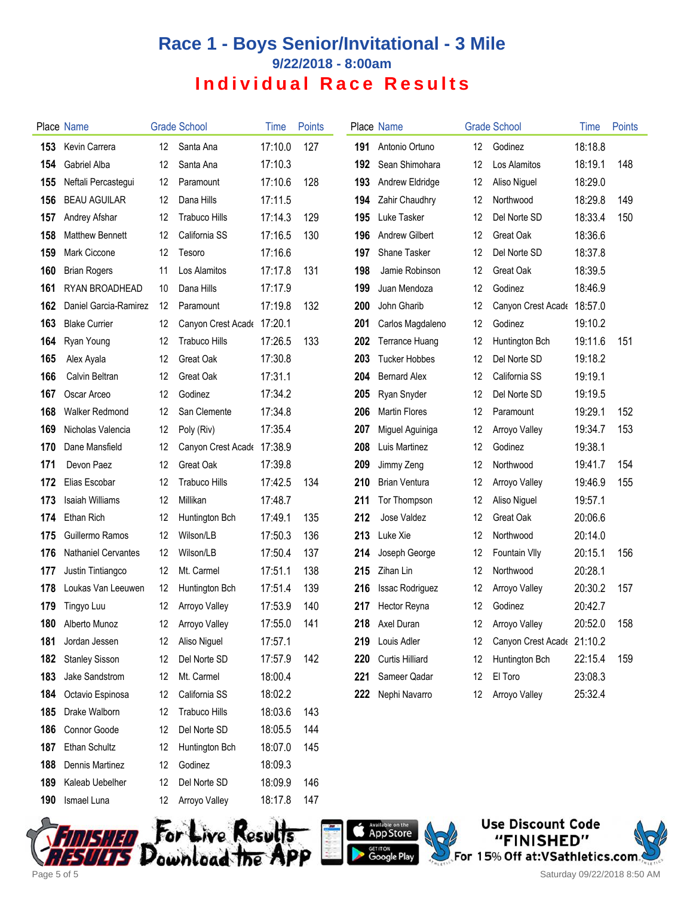# Race 1 - Boys Senior/Invitational - 3 Mile

### 9/22/2018 - 8:00am

## Individual Race Results

| Place | Name | Grade | School | Time | Points |
|---|---|---|---|---|---|
| 153 | Kevin Carrera | 12 | Santa Ana | 17:10.0 | 127 |
| 154 | Gabriel Alba | 12 | Santa Ana | 17:10.3 | |
| 155 | Neftali Percastegui | 12 | Paramount | 17:10.6 | 128 |
| 156 | BEAU AGUILAR | 12 | Dana Hills | 17:11.5 | |
| 157 | Andrey Afshar | 12 | Trabuco Hills | 17:14.3 | 129 |
| 158 | Matthew Bennett | 12 | California SS | 17:16.5 | 130 |
| 159 | Mark Ciccone | 12 | Tesoro | 17:16.6 | |
| 160 | Brian Rogers | 11 | Los Alamitos | 17:17.8 | 131 |
| 161 | RYAN BROADHEAD | 10 | Dana Hills | 17:17.9 | |
| 162 | Daniel Garcia-Ramirez | 12 | Paramount | 17:19.8 | 132 |
| 163 | Blake Currier | 12 | Canyon Crest Acade | 17:20.1 | |
| 164 | Ryan Young | 12 | Trabuco Hills | 17:26.5 | 133 |
| 165 | Alex Ayala | 12 | Great Oak | 17:30.8 | |
| 166 | Calvin Beltran | 12 | Great Oak | 17:31.1 | |
| 167 | Oscar Arceo | 12 | Godinez | 17:34.2 | |
| 168 | Walker Redmond | 12 | San Clemente | 17:34.8 | |
| 169 | Nicholas Valencia | 12 | Poly (Riv) | 17:35.4 | |
| 170 | Dane Mansfield | 12 | Canyon Crest Acade | 17:38.9 | |
| 171 | Devon Paez | 12 | Great Oak | 17:39.8 | |
| 172 | Elias Escobar | 12 | Trabuco Hills | 17:42.5 | 134 |
| 173 | Isaiah Williams | 12 | Millikan | 17:48.7 | |
| 174 | Ethan Rich | 12 | Huntington Bch | 17:49.1 | 135 |
| 175 | Guillermo Ramos | 12 | Wilson/LB | 17:50.3 | 136 |
| 176 | Nathaniel Cervantes | 12 | Wilson/LB | 17:50.4 | 137 |
| 177 | Justin Tintiangco | 12 | Mt. Carmel | 17:51.1 | 138 |
| 178 | Loukas Van Leeuwen | 12 | Huntington Bch | 17:51.4 | 139 |
| 179 | Tingyo Luu | 12 | Arroyo Valley | 17:53.9 | 140 |
| 180 | Alberto Munoz | 12 | Arroyo Valley | 17:55.0 | 141 |
| 181 | Jordan Jessen | 12 | Aliso Niguel | 17:57.1 | |
| 182 | Stanley Sisson | 12 | Del Norte SD | 17:57.9 | 142 |
| 183 | Jake Sandstrom | 12 | Mt. Carmel | 18:00.4 | |
| 184 | Octavio Espinosa | 12 | California SS | 18:02.2 | |
| 185 | Drake Walborn | 12 | Trabuco Hills | 18:03.6 | 143 |
| 186 | Connor Goode | 12 | Del Norte SD | 18:05.5 | 144 |
| 187 | Ethan Schultz | 12 | Huntington Bch | 18:07.0 | 145 |
| 188 | Dennis Martinez | 12 | Godinez | 18:09.3 | |
| 189 | Kaleab Uebelher | 12 | Del Norte SD | 18:09.9 | 146 |
| 190 | Ismael Luna | 12 | Arroyo Valley | 18:17.8 | 147 |
| 191 | Antonio Ortuno | 12 | Godinez | 18:18.8 | |
| 192 | Sean Shimohara | 12 | Los Alamitos | 18:19.1 | 148 |
| 193 | Andrew Eldridge | 12 | Aliso Niguel | 18:29.0 | |
| 194 | Zahir Chaudhry | 12 | Northwood | 18:29.8 | 149 |
| 195 | Luke Tasker | 12 | Del Norte SD | 18:33.4 | 150 |
| 196 | Andrew Gilbert | 12 | Great Oak | 18:36.6 | |
| 197 | Shane Tasker | 12 | Del Norte SD | 18:37.8 | |
| 198 | Jamie Robinson | 12 | Great Oak | 18:39.5 | |
| 199 | Juan Mendoza | 12 | Godinez | 18:46.9 | |
| 200 | John Gharib | 12 | Canyon Crest Acade | 18:57.0 | |
| 201 | Carlos Magdaleno | 12 | Godinez | 19:10.2 | |
| 202 | Terrance Huang | 12 | Huntington Bch | 19:11.6 | 151 |
| 203 | Tucker Hobbes | 12 | Del Norte SD | 19:18.2 | |
| 204 | Bernard Alex | 12 | California SS | 19:19.1 | |
| 205 | Ryan Snyder | 12 | Del Norte SD | 19:19.5 | |
| 206 | Martin Flores | 12 | Paramount | 19:29.1 | 152 |
| 207 | Miguel Aguiniga | 12 | Arroyo Valley | 19:34.7 | 153 |
| 208 | Luis Martinez | 12 | Godinez | 19:38.1 | |
| 209 | Jimmy Zeng | 12 | Northwood | 19:41.7 | 154 |
| 210 | Brian Ventura | 12 | Arroyo Valley | 19:46.9 | 155 |
| 211 | Tor Thompson | 12 | Aliso Niguel | 19:57.1 | |
| 212 | Jose Valdez | 12 | Great Oak | 20:06.6 | |
| 213 | Luke Xie | 12 | Northwood | 20:14.0 | |
| 214 | Joseph George | 12 | Fountain Vlly | 20:15.1 | 156 |
| 215 | Zihan Lin | 12 | Northwood | 20:28.1 | |
| 216 | Issac Rodriguez | 12 | Arroyo Valley | 20:30.2 | 157 |
| 217 | Hector Reyna | 12 | Godinez | 20:42.7 | |
| 218 | Axel Duran | 12 | Arroyo Valley | 20:52.0 | 158 |
| 219 | Louis Adler | 12 | Canyon Crest Acade | 21:10.2 | |
| 220 | Curtis Hilliard | 12 | Huntington Bch | 22:15.4 | 159 |
| 221 | Sameer Qadar | 12 | El Toro | 23:08.3 | |
| 222 | Nephi Navarro | 12 | Arroyo Valley | 25:32.4 | |

Finished Results — For Live Results Download the App — Available on the App Store / Get it on Google Play

Use Discount Code "FINISHED" For 15% Off at:VSathletics.com

Saturday 09/22/2018 8:50 AM